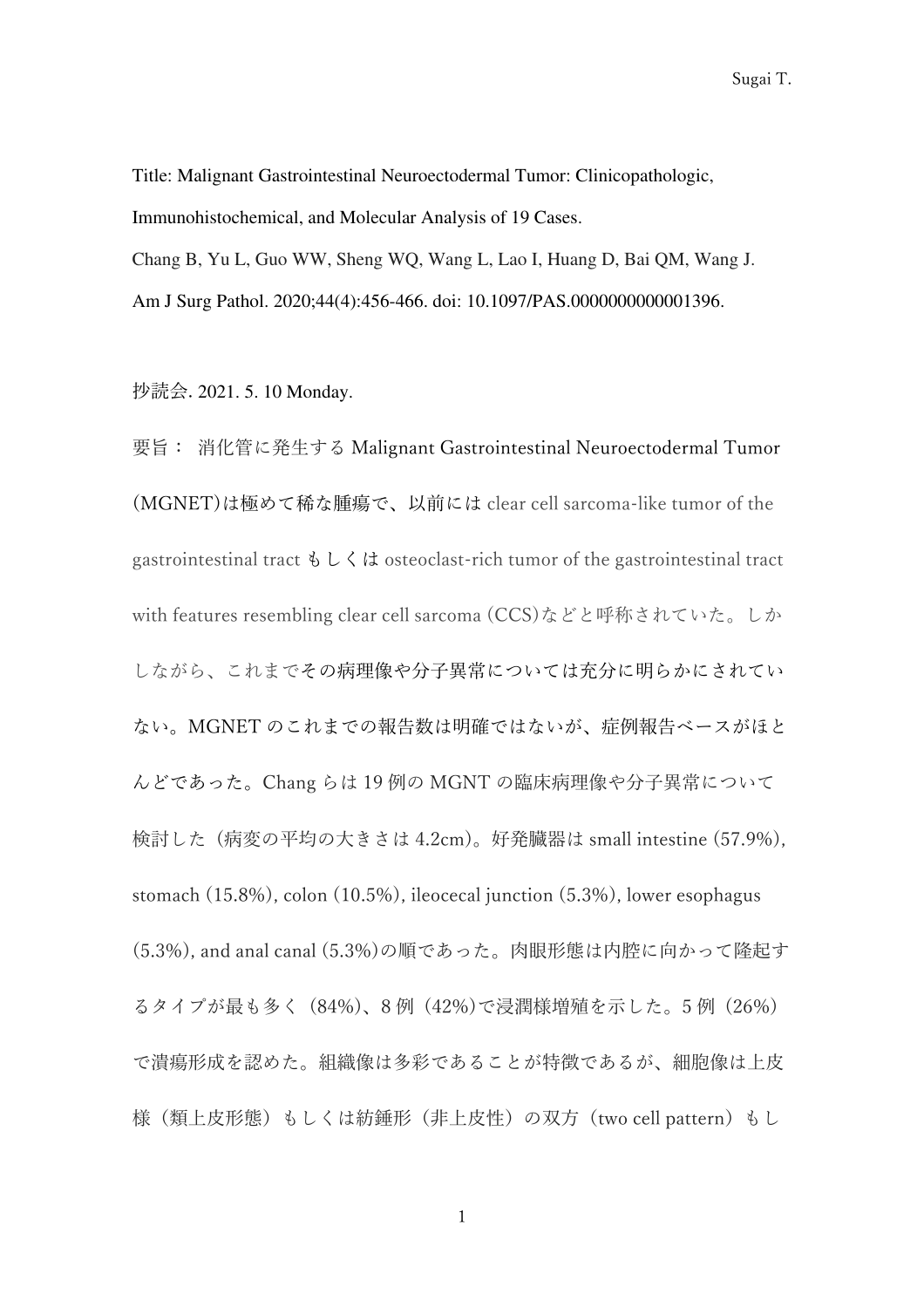Title: Malignant Gastrointestinal Neuroectodermal Tumor: Clinicopathologic, Immunohistochemical, and Molecular Analysis of 19 Cases.

Chang B, Yu L, Guo WW, Sheng WQ, Wang L, Lao I, Huang D, Bai QM, Wang J.

Am J Surg Pathol. 2020;44(4):456-466. doi: 10.1097/PAS.0000000000001396.

抄読会. 2021. 5. 10 Monday.

要旨： 消化管に発生する Malignant Gastrointestinal Neuroectodermal Tumor (MGNET)は極めて稀な腫瘍で、以前には clear cell sarcoma-like tumor of the gastrointestinal tract もしくは osteoclast-rich tumor of the gastrointestinal tract with features resembling clear cell sarcoma (CCS)などと呼称されていた。しかしながら、これまでその病理像や分子異常については充分に明らかにされていない。MGNET のこれまでの報告数は明確ではないが、症例報告ベースがほとんどであった。Chang らは 19 例の MGNT の臨床病理像や分子異常について検討した（病変の平均の大きさは 4.2cm)。好発臓器は small intestine (57.9%), stomach (15.8%), colon (10.5%), ileocecal junction (5.3%), lower esophagus (5.3%), and anal canal (5.3%)の順であった。肉眼形態は内腔に向かって隆起するタイプが最も多く（84%)、8 例（42%)で浸潤様増殖を示した。5 例（26%) で潰瘍形成を認めた。組織像は多彩であることが特徴であるが、細胞像は上皮様（類上皮形態）もしくは紡錘形（非上皮性）の双方（two cell pattern）もし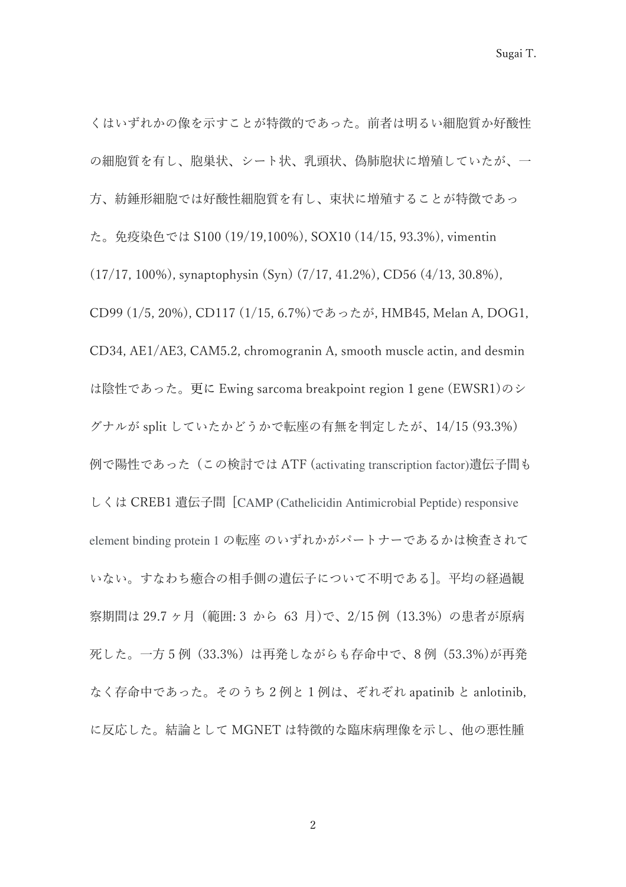くはいずれかの像を示すことが特徴的であった。前者は明るい細胞質か好酸性の細胞質を有し、胞巣状、シート状、乳頭状、偽肺胞状に増殖していたが、一方、紡錘形細胞では好酸性細胞質を有し、束状に増殖することが特徴であった。免疫染色では S100 (19/19,100%), SOX10 (14/15, 93.3%), vimentin (17/17, 100%), synaptophysin (Syn) (7/17, 41.2%), CD56 (4/13, 30.8%), CD99 (1/5, 20%), CD117 (1/15, 6.7%)であったが, HMB45, Melan A, DOG1, CD34, AE1/AE3, CAM5.2, chromogranin A, smooth muscle actin, and desmin は陰性であった。更に Ewing sarcoma breakpoint region 1 gene (EWSR1)のシグナルが split していたかどうかで転座の有無を判定したが、14/15 (93.3%) 例で陽性であった（この検討では ATF (activating transcription factor)遺伝子間もしくは CREB1 遺伝子間［CAMP (Cathelicidin Antimicrobial Peptide) responsive element binding protein 1 の転座 のいずれかがパートナーであるかは検査されていない。すなわち癒合の相手側の遺伝子について不明である]。平均の経過観察期間は 29.7 ヶ月（範囲: 3 から 63 月)で、2/15 例（13.3%）の患者が原病死した。一方 5 例（33.3%）は再発しながらも存命中で、8 例（53.3%)が再発なく存命中であった。そのうち 2 例と 1 例は、ぞれぞれ apatinib と anlotinib, に反応した。結論として MGNET は特徴的な臨床病理像を示し、他の悪性腫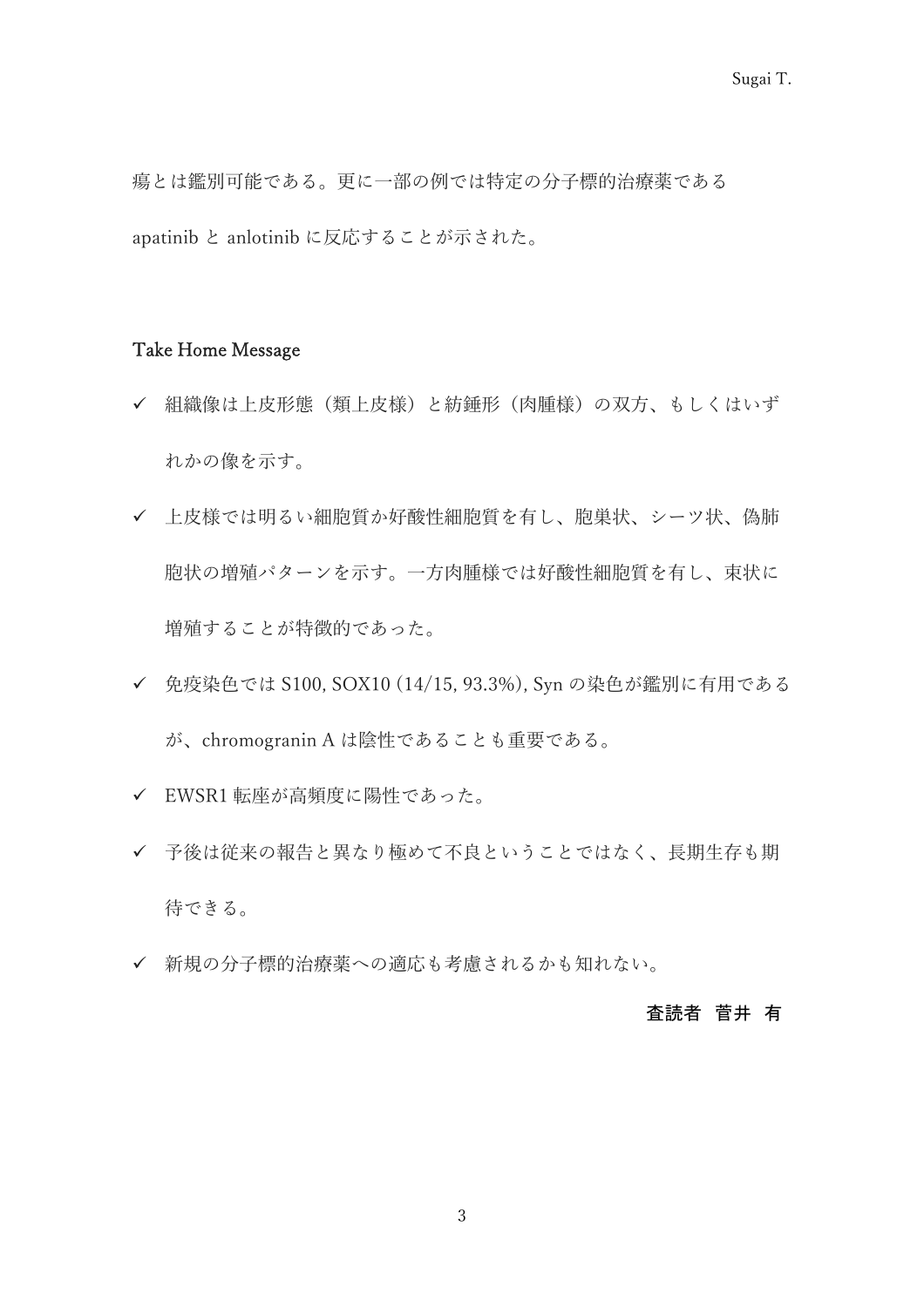瘍とは鑑別可能である。更に一部の例では特定の分子標的治療薬である apatinib と anlotinib に反応することが示された。

## Take Home Message

- ✓ 組織像は上皮形態（類上皮様）と紡錘形（肉腫様）の双方、もしくはいずれかの像を示す。
- ✓ 上皮様では明るい細胞質か好酸性細胞質を有し、胞巣状、シーツ状、偽肺胞状の増殖パターンを示す。一方肉腫様では好酸性細胞質を有し、束状に増殖することが特徴的であった。
- ✓ 免疫染色では S100, SOX10 (14/15, 93.3%), Syn の染色が鑑別に有用であるが、chromogranin A は陰性であることも重要である。
- ✓ EWSR1 転座が高頻度に陽性であった。
- ✓ 予後は従来の報告と異なり極めて不良ということではなく、長期生存も期待できる。
- ✓ 新規の分子標的治療薬への適応も考慮されるかも知れない。

**査読者 菅井 有**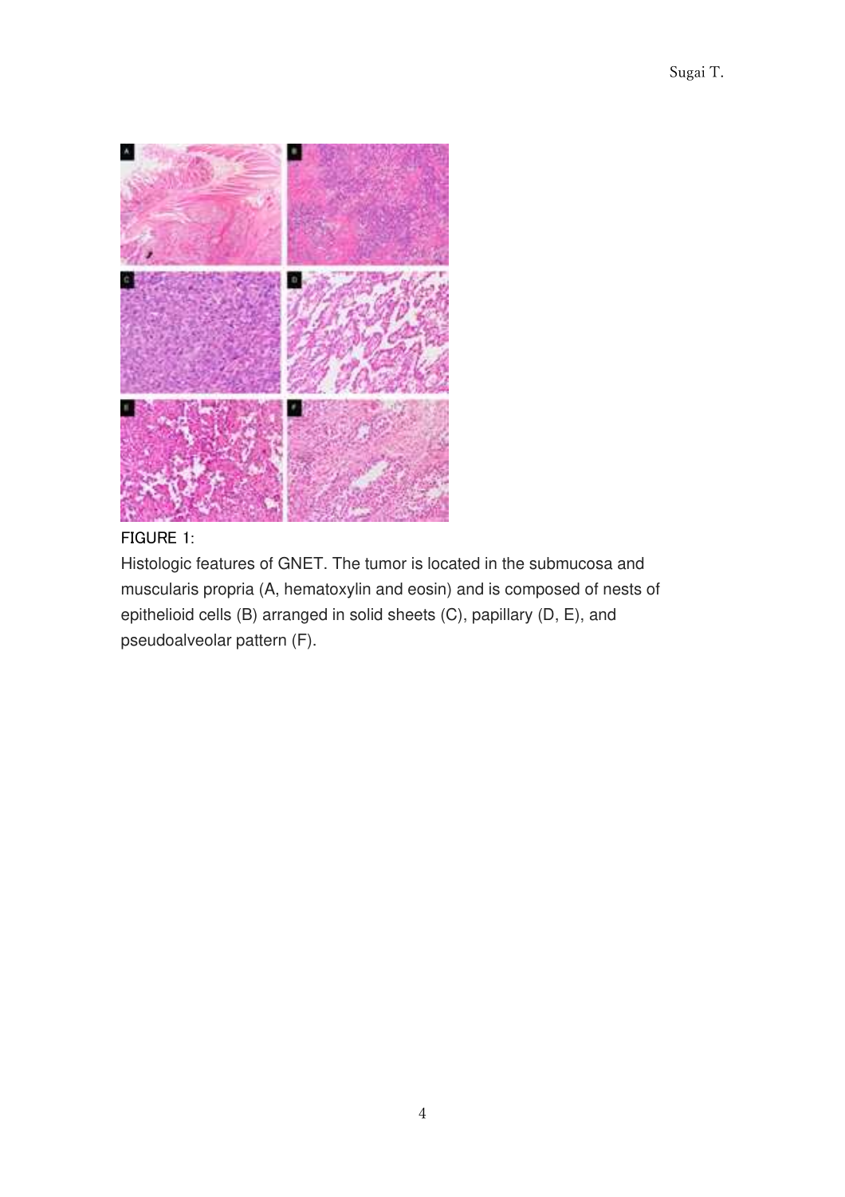FIGURE 1:

Histologic features of GNET. The tumor is located in the submucosa and muscularis propria (A, hematoxylin and eosin) and is composed of nests of epithelioid cells (B) arranged in solid sheets (C), papillary (D, E), and pseudoalveolar pattern (F).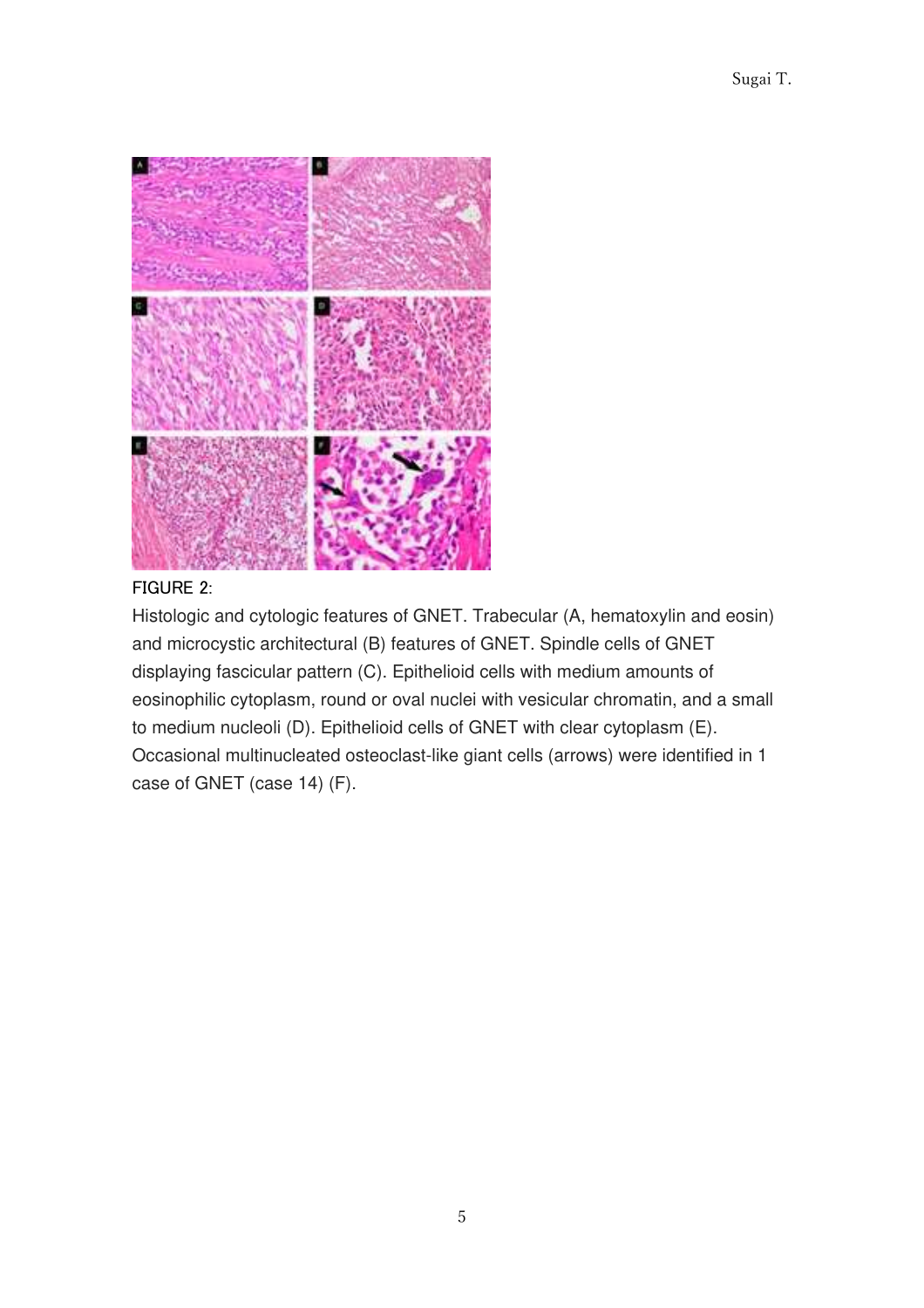FIGURE 2:

Histologic and cytologic features of GNET. Trabecular (A, hematoxylin and eosin) and microcystic architectural (B) features of GNET. Spindle cells of GNET displaying fascicular pattern (C). Epithelioid cells with medium amounts of eosinophilic cytoplasm, round or oval nuclei with vesicular chromatin, and a small to medium nucleoli (D). Epithelioid cells of GNET with clear cytoplasm (E). Occasional multinucleated osteoclast-like giant cells (arrows) were identified in 1 case of GNET (case 14) (F).